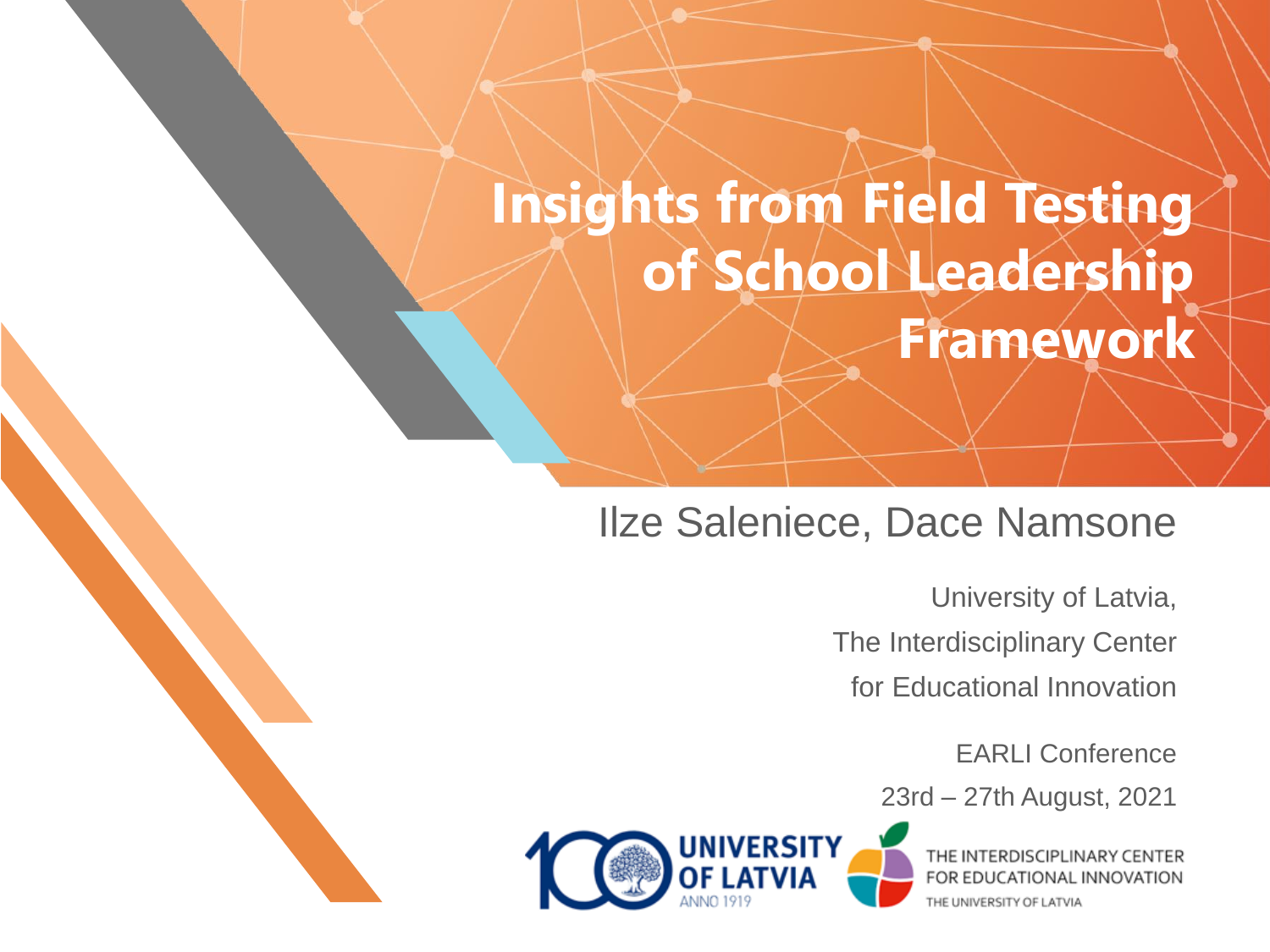# Insights from Field Testing of School Leadership Framework

Ilze Saleniece, Dace Namsone

University of Latvia,
The Interdisciplinary Center
for Educational Innovation

EARLI Conference
23rd – 27th August, 2021

UNIVERSITY OF LATVIA
ANNO 1919

THE INTERDISCIPLINARY CENTER FOR EDUCATIONAL INNOVATION
THE UNIVERSITY OF LATVIA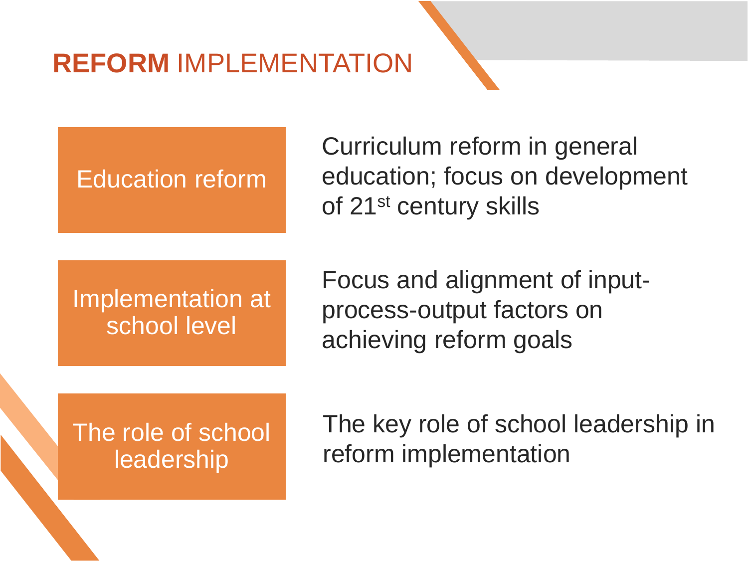# **REFORM** IMPLEMENTATION

| | |
|---|---|
| Education reform | Curriculum reform in general education; focus on development of 21st century skills |
| Implementation at school level | Focus and alignment of input-process-output factors on achieving reform goals |
| The role of school leadership | The key role of school leadership in reform implementation |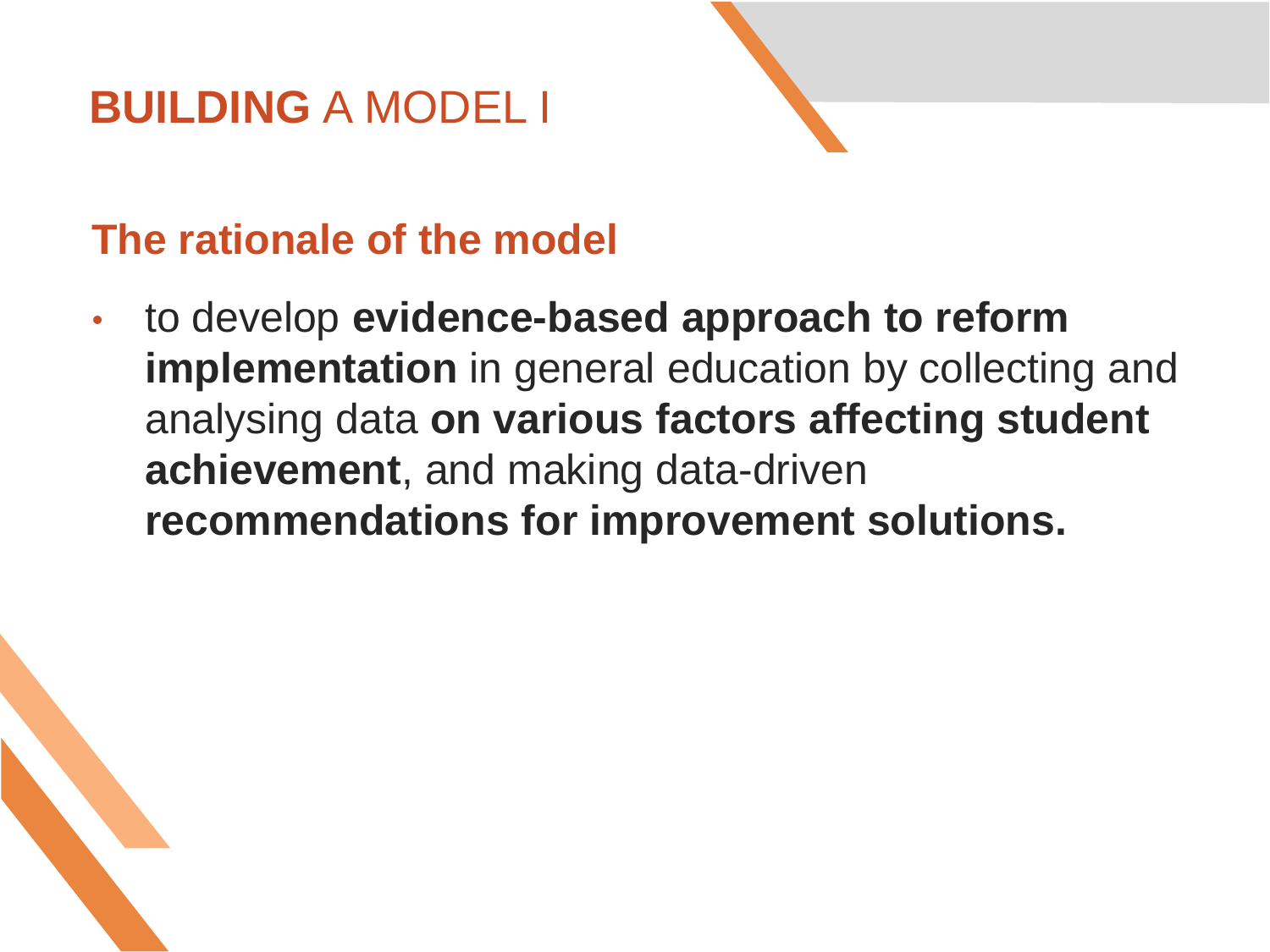# **BUILDING** A MODEL I

## The rationale of the model

- to develop **evidence-based approach to reform implementation** in general education by collecting and analysing data **on various factors affecting student achievement**, and making data-driven **recommendations for improvement solutions.**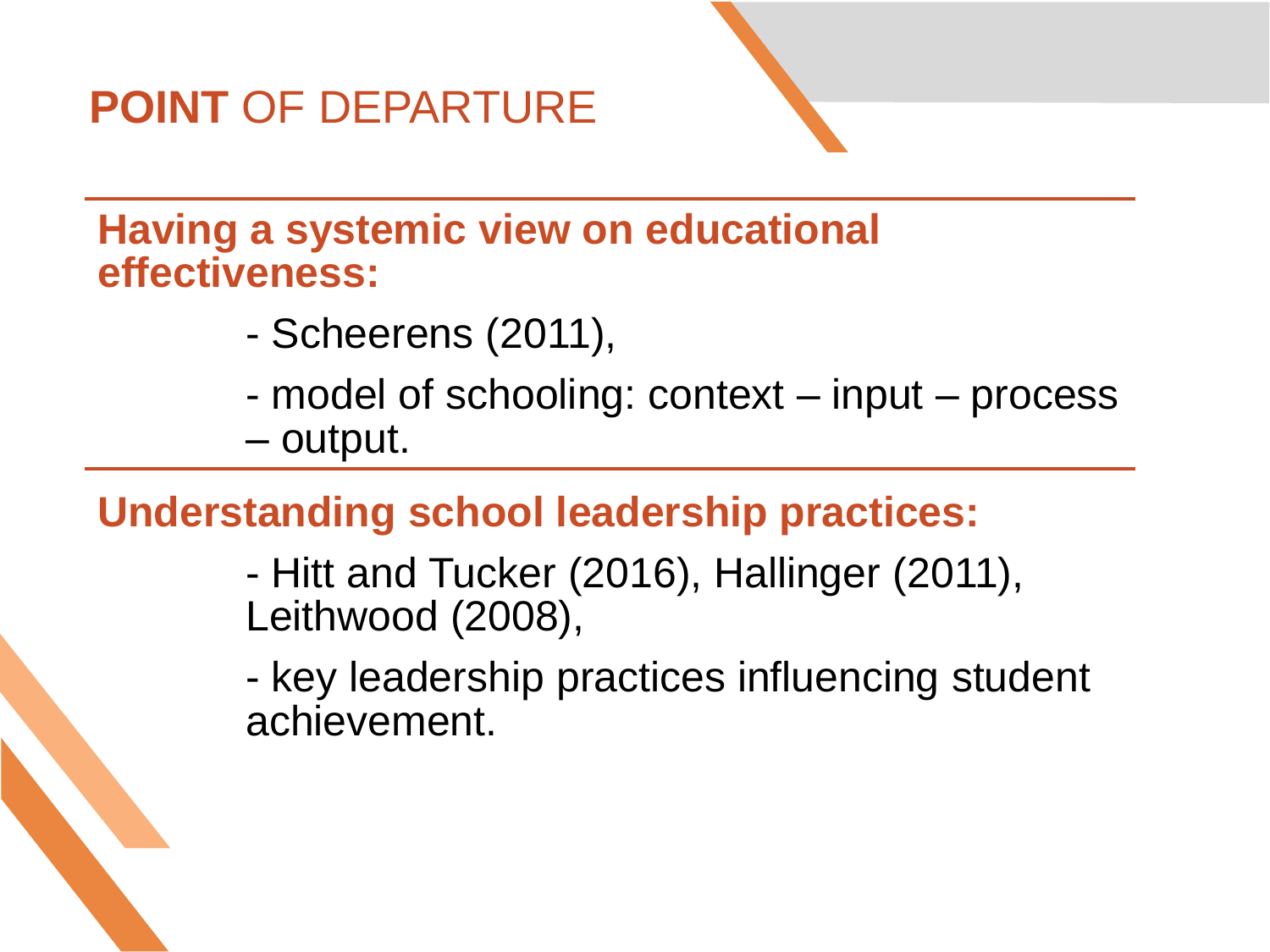# **POINT** OF DEPARTURE

**Having a systemic view on educational effectiveness:**

- Scheerens (2011),
- model of schooling: context – input – process – output.

**Understanding school leadership practices:**

- Hitt and Tucker (2016), Hallinger (2011), Leithwood (2008),
- key leadership practices influencing student achievement.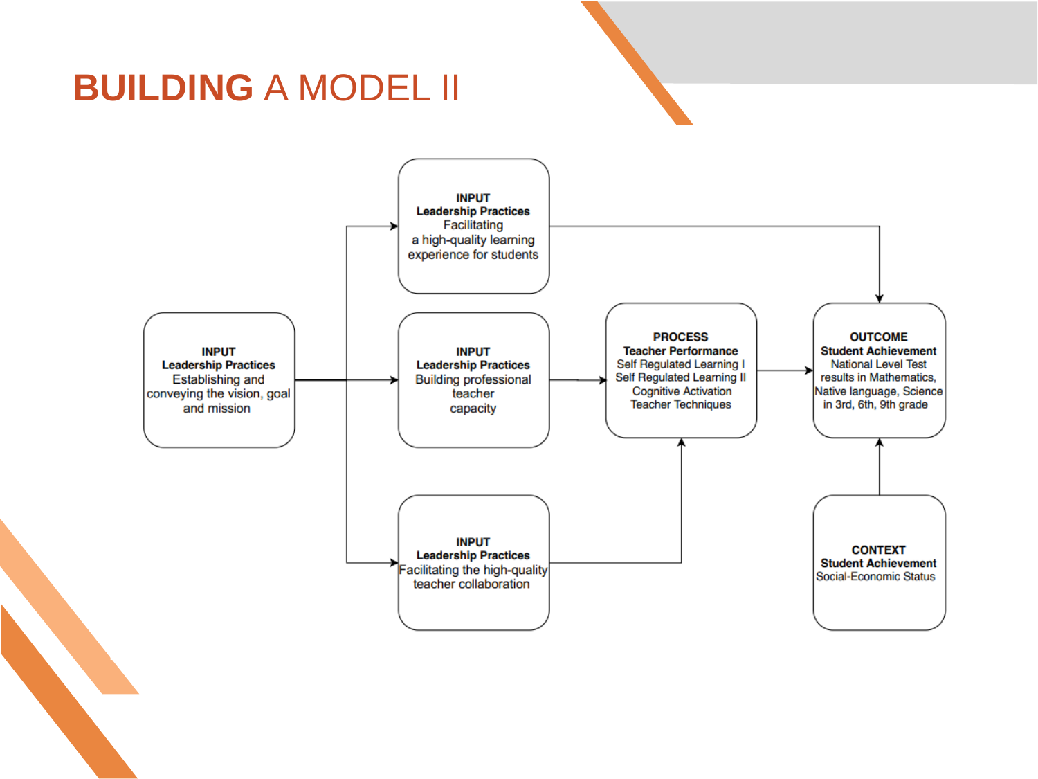# BUILDING A MODEL II

**INPUT**
**Leadership Practices**
Establishing and conveying the vision, goal and mission

**INPUT**
**Leadership Practices**
Facilitating a high-quality learning experience for students

**INPUT**
**Leadership Practices**
Building professional teacher capacity

**INPUT**
**Leadership Practices**
Facilitating the high-quality teacher collaboration

**PROCESS**
**Teacher Performance**
Self Regulated Learning I
Self Regulated Learning II
Cognitive Activation
Teacher Techniques

**OUTCOME**
**Student Achievement**
National Level Test results in Mathematics, Native language, Science in 3rd, 6th, 9th grade

**CONTEXT**
**Student Achievement**
Social-Economic Status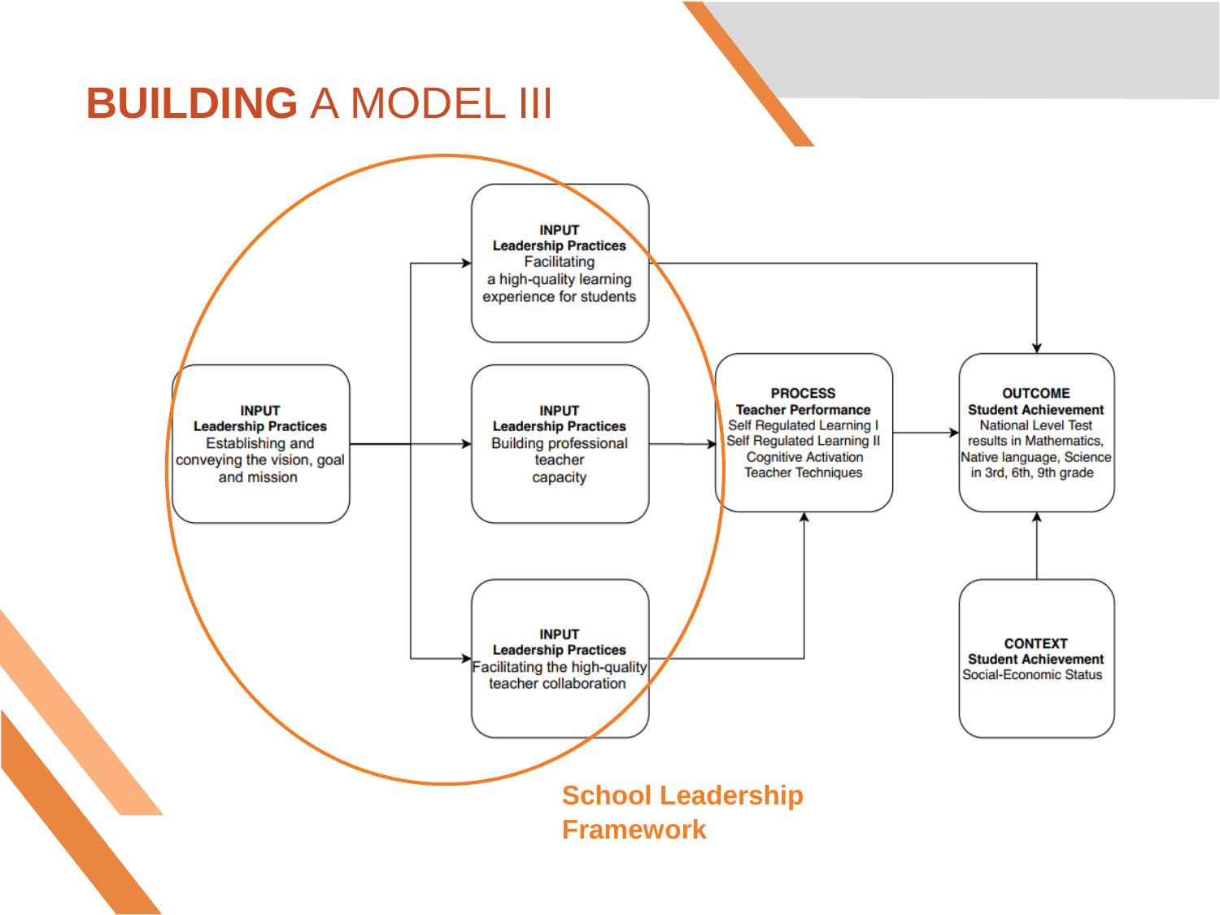# BUILDING A MODEL III

**INPUT**
**Leadership Practices**
Establishing and conveying the vision, goal and mission

**INPUT**
**Leadership Practices**
Facilitating a high-quality learning experience for students

**INPUT**
**Leadership Practices**
Building professional teacher capacity

**INPUT**
**Leadership Practices**
Facilitating the high-quality teacher collaboration

**PROCESS**
**Teacher Performance**
Self Regulated Learning I
Self Regulated Learning II
Cognitive Activation
Teacher Techniques

**OUTCOME**
**Student Achievement**
National Level Test results in Mathematics, Native language, Science in 3rd, 6th, 9th grade

**CONTEXT**
**Student Achievement**
Social-Economic Status

**School Leadership Framework**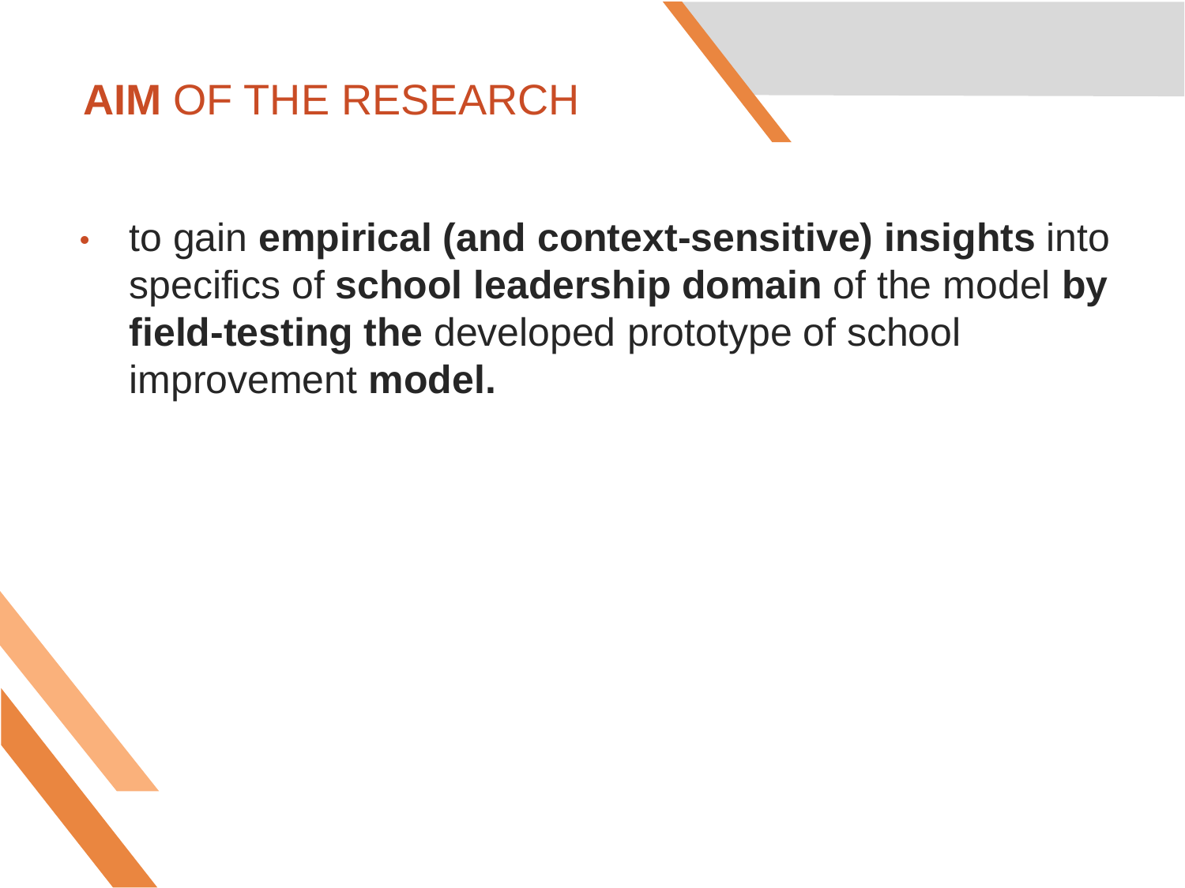# **AIM** OF THE RESEARCH

- to gain **empirical (and context-sensitive) insights** into specifics of **school leadership domain** of the model **by field-testing the** developed prototype of school improvement **model.**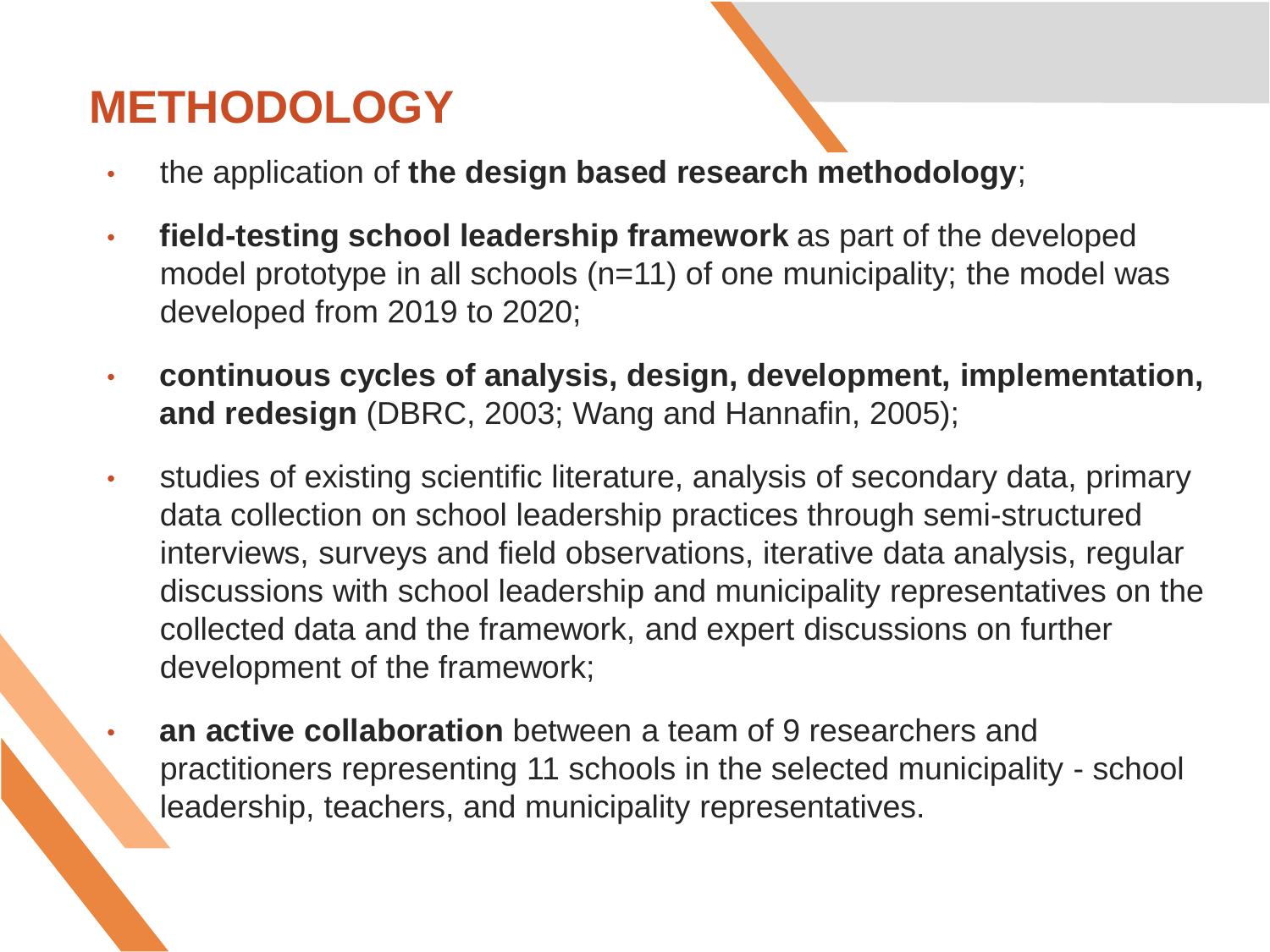# METHODOLOGY

- the application of **the design based research methodology**;
- **field-testing school leadership framework** as part of the developed model prototype in all schools (n=11) of one municipality; the model was developed from 2019 to 2020;
- **continuous cycles of analysis, design, development, implementation, and redesign** (DBRC, 2003; Wang and Hannafin, 2005);
- studies of existing scientific literature, analysis of secondary data, primary data collection on school leadership practices through semi-structured interviews, surveys and field observations, iterative data analysis, regular discussions with school leadership and municipality representatives on the collected data and the framework, and expert discussions on further development of the framework;
- **an active collaboration** between a team of 9 researchers and practitioners representing 11 schools in the selected municipality - school leadership, teachers, and municipality representatives.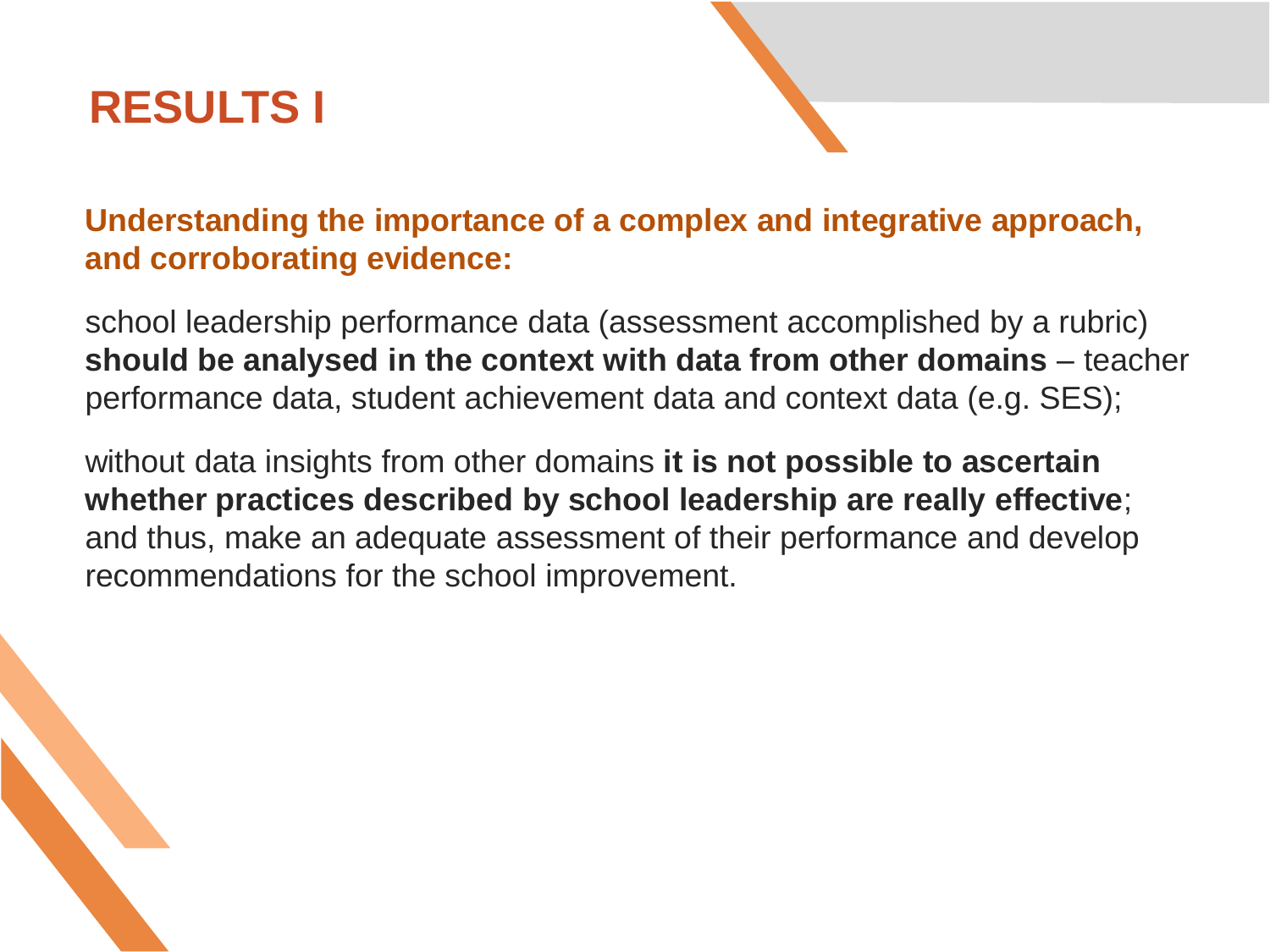# RESULTS I

**Understanding the importance of a complex and integrative approach, and corroborating evidence:**

school leadership performance data (assessment accomplished by a rubric) **should be analysed in the context with data from other domains** – teacher performance data, student achievement data and context data (e.g. SES);

without data insights from other domains **it is not possible to ascertain whether practices described by school leadership are really effective**; and thus, make an adequate assessment of their performance and develop recommendations for the school improvement.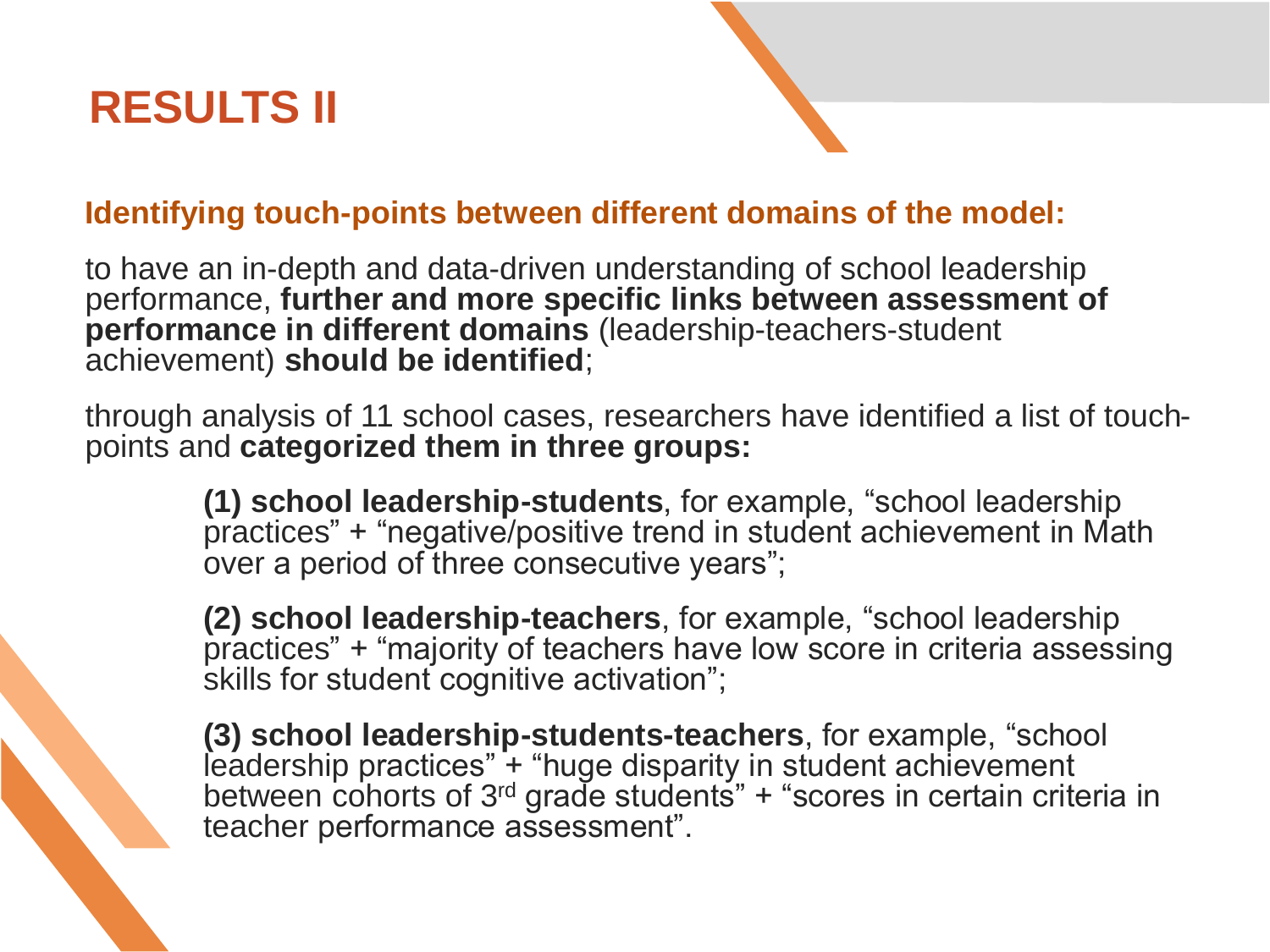# RESULTS II

**Identifying touch-points between different domains of the model:**

to have an in-depth and data-driven understanding of school leadership performance, **further and more specific links between assessment of performance in different domains** (leadership-teachers-student achievement) **should be identified**;

through analysis of 11 school cases, researchers have identified a list of touch-points and **categorized them in three groups:**

> **(1) school leadership-students**, for example, “school leadership practices” + “negative/positive trend in student achievement in Math over a period of three consecutive years”;
>
> **(2) school leadership-teachers**, for example, “school leadership practices” + “majority of teachers have low score in criteria assessing skills for student cognitive activation”;
>
> **(3) school leadership-students-teachers**, for example, “school leadership practices” + “huge disparity in student achievement between cohorts of 3rd grade students” + “scores in certain criteria in teacher performance assessment”.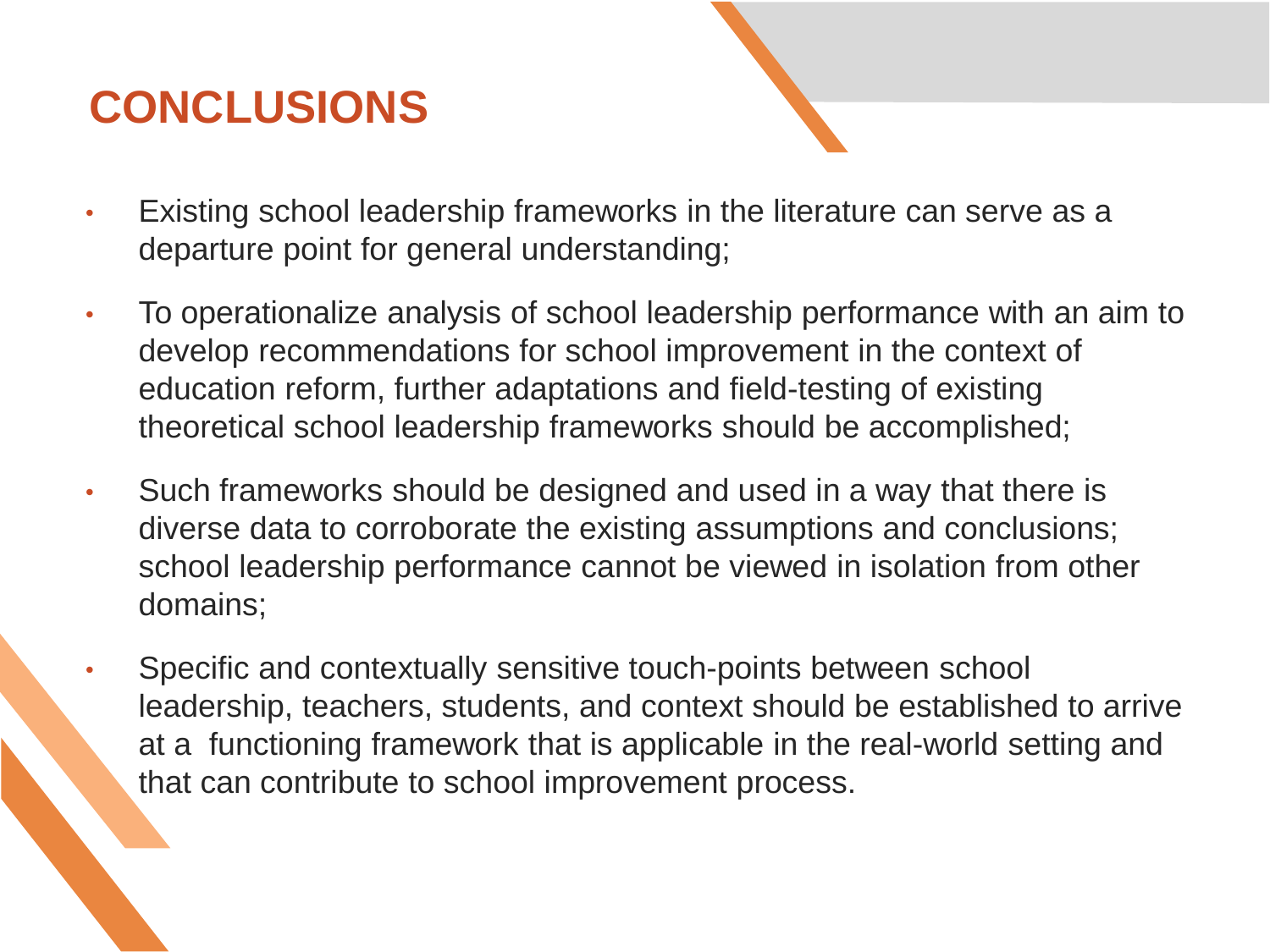# CONCLUSIONS

- Existing school leadership frameworks in the literature can serve as a departure point for general understanding;
- To operationalize analysis of school leadership performance with an aim to develop recommendations for school improvement in the context of education reform, further adaptations and field-testing of existing theoretical school leadership frameworks should be accomplished;
- Such frameworks should be designed and used in a way that there is diverse data to corroborate the existing assumptions and conclusions; school leadership performance cannot be viewed in isolation from other domains;
- Specific and contextually sensitive touch-points between school leadership, teachers, students, and context should be established to arrive at a functioning framework that is applicable in the real-world setting and that can contribute to school improvement process.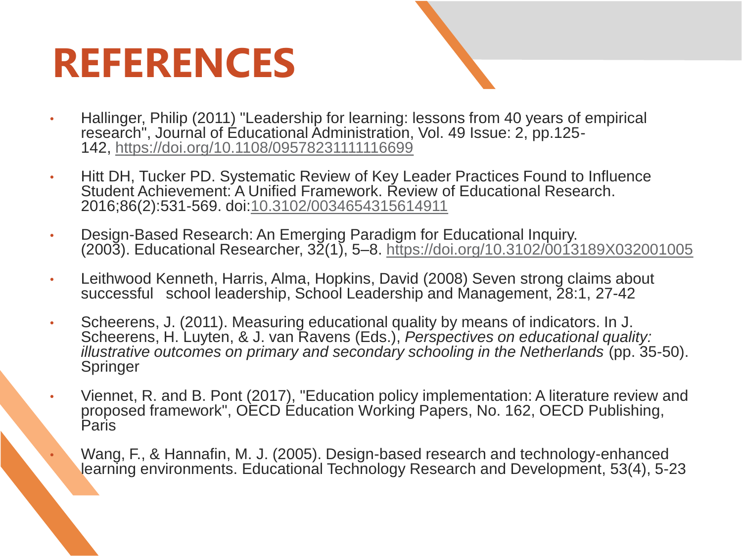# REFERENCES

- Hallinger, Philip (2011) "Leadership for learning: lessons from 40 years of empirical research", Journal of Educational Administration, Vol. 49 Issue: 2, pp.125-142, https://doi.org/10.1108/09578231111116699
- Hitt DH, Tucker PD. Systematic Review of Key Leader Practices Found to Influence Student Achievement: A Unified Framework. Review of Educational Research. 2016;86(2):531-569. doi:10.3102/0034654315614911
- Design-Based Research: An Emerging Paradigm for Educational Inquiry. (2003). Educational Researcher, 32(1), 5–8. https://doi.org/10.3102/0013189X032001005
- Leithwood Kenneth, Harris, Alma, Hopkins, David (2008) Seven strong claims about successful school leadership, School Leadership and Management, 28:1, 27-42
- Scheerens, J. (2011). Measuring educational quality by means of indicators. In J. Scheerens, H. Luyten, & J. van Ravens (Eds.), *Perspectives on educational quality: illustrative outcomes on primary and secondary schooling in the Netherlands* (pp. 35-50). Springer
- Viennet, R. and B. Pont (2017), "Education policy implementation: A literature review and proposed framework", OECD Education Working Papers, No. 162, OECD Publishing, Paris
- Wang, F., & Hannafin, M. J. (2005). Design-based research and technology-enhanced learning environments. Educational Technology Research and Development, 53(4), 5-23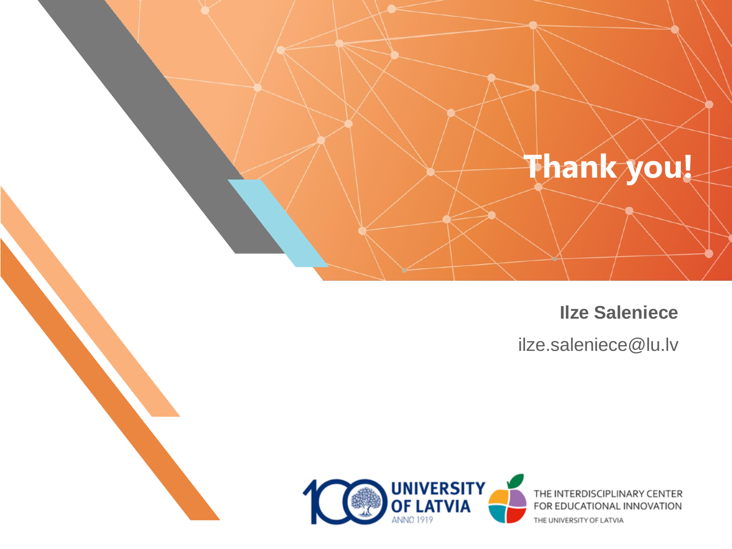# Thank you!

**Ilze Saleniece**

ilze.saleniece@lu.lv

UNIVERSITY OF LATVIA
ANNO 1919

THE INTERDISCIPLINARY CENTER FOR EDUCATIONAL INNOVATION
THE UNIVERSITY OF LATVIA